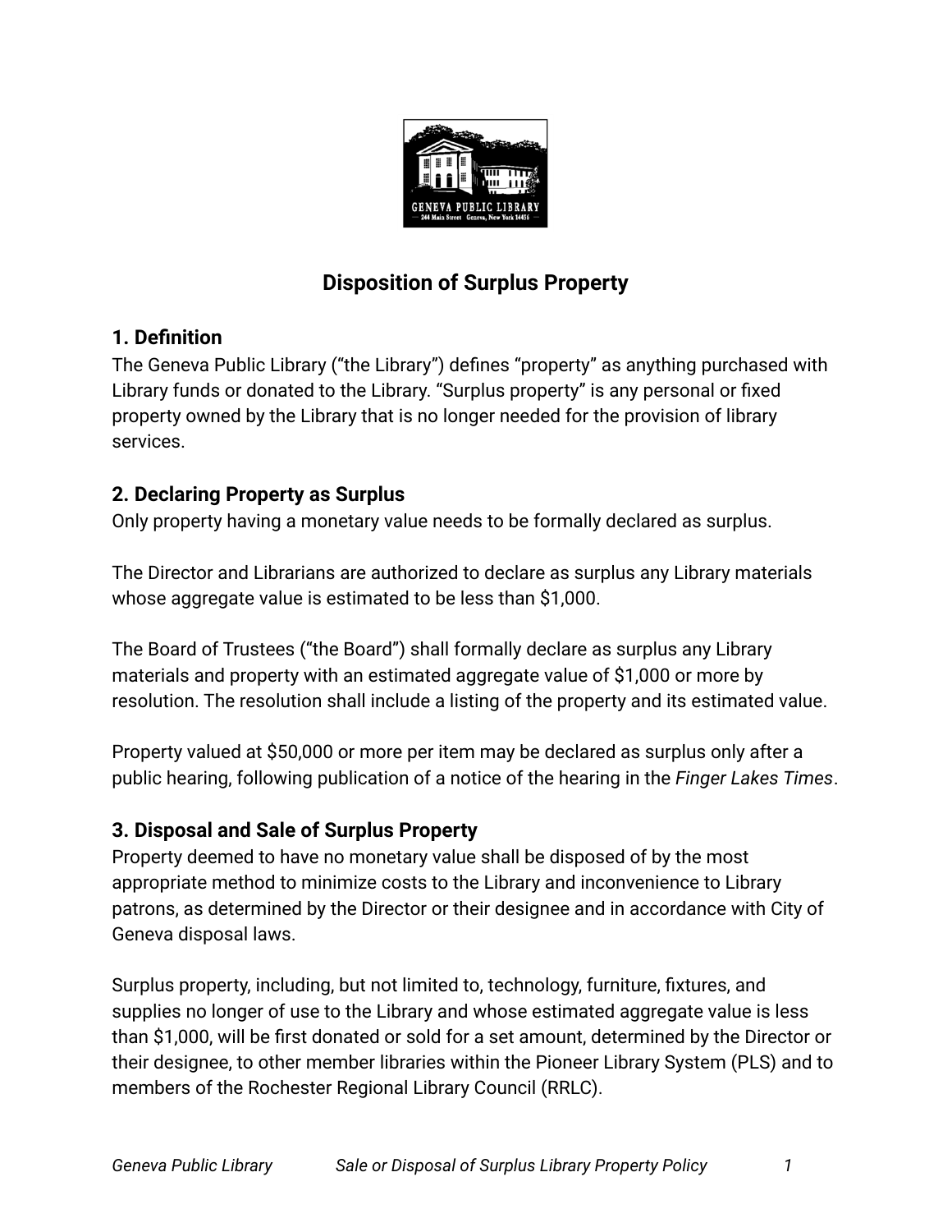# Disposition of Surplus Property

## 1. Definition

The Geneva Public Library ("the Library") defines "property" as anything purchased with Library funds or donated to the Library. "Surplus property" is any personal or fixed property owned by the Library that is no longer needed for the provision of library services.

## 2. Declaring Property as Surplus

Only property having a monetary value needs to be formally declared as surplus.

The Director and Librarians are authorized to declare as surplus any Library materials whose aggregate value is estimated to be less than $1,000.

The Board of Trustees ("the Board") shall formally declare as surplus any Library materials and property with an estimated aggregate value of $1,000 or more by resolution. The resolution shall include a listing of the property and its estimated value.

Property valued at $50,000 or more per item may be declared as surplus only after a public hearing, following publication of a notice of the hearing in the *Finger Lakes Times*.

## 3. Disposal and Sale of Surplus Property

Property deemed to have no monetary value shall be disposed of by the most appropriate method to minimize costs to the Library and inconvenience to Library patrons, as determined by the Director or their designee and in accordance with City of Geneva disposal laws.

Surplus property, including, but not limited to, technology, furniture, fixtures, and supplies no longer of use to the Library and whose estimated aggregate value is less than $1,000, will be first donated or sold for a set amount, determined by the Director or their designee, to other member libraries within the Pioneer Library System (PLS) and to members of the Rochester Regional Library Council (RRLC).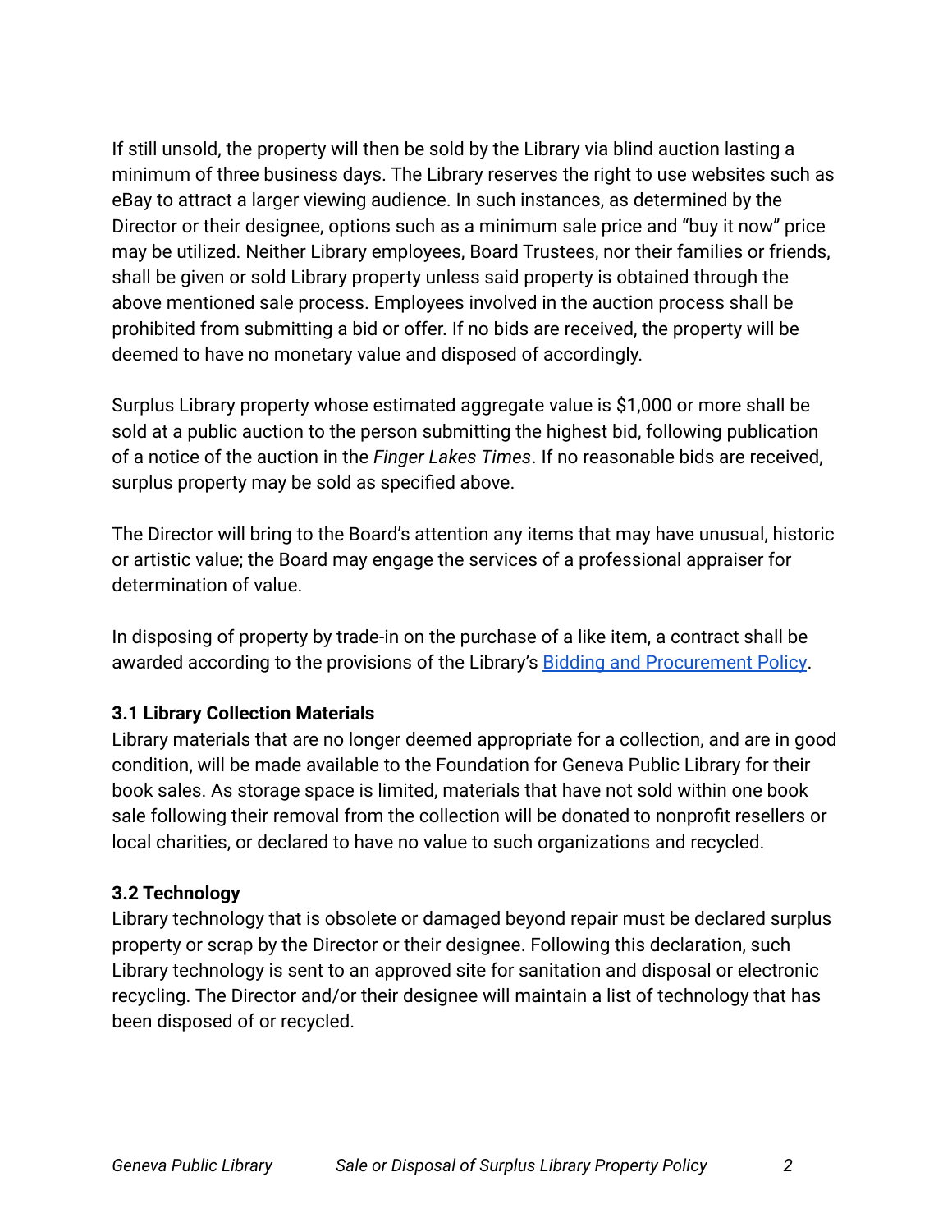If still unsold, the property will then be sold by the Library via blind auction lasting a minimum of three business days. The Library reserves the right to use websites such as eBay to attract a larger viewing audience. In such instances, as determined by the Director or their designee, options such as a minimum sale price and "buy it now" price may be utilized. Neither Library employees, Board Trustees, nor their families or friends, shall be given or sold Library property unless said property is obtained through the above mentioned sale process. Employees involved in the auction process shall be prohibited from submitting a bid or offer. If no bids are received, the property will be deemed to have no monetary value and disposed of accordingly.

Surplus Library property whose estimated aggregate value is $1,000 or more shall be sold at a public auction to the person submitting the highest bid, following publication of a notice of the auction in the *Finger Lakes Times*. If no reasonable bids are received, surplus property may be sold as specified above.

The Director will bring to the Board's attention any items that may have unusual, historic or artistic value; the Board may engage the services of a professional appraiser for determination of value.

In disposing of property by trade-in on the purchase of a like item, a contract shall be awarded according to the provisions of the Library's [Bidding and Procurement Policy].

### 3.1 Library Collection Materials

Library materials that are no longer deemed appropriate for a collection, and are in good condition, will be made available to the Foundation for Geneva Public Library for their book sales. As storage space is limited, materials that have not sold within one book sale following their removal from the collection will be donated to nonprofit resellers or local charities, or declared to have no value to such organizations and recycled.

### 3.2 Technology

Library technology that is obsolete or damaged beyond repair must be declared surplus property or scrap by the Director or their designee. Following this declaration, such Library technology is sent to an approved site for sanitation and disposal or electronic recycling. The Director and/or their designee will maintain a list of technology that has been disposed of or recycled.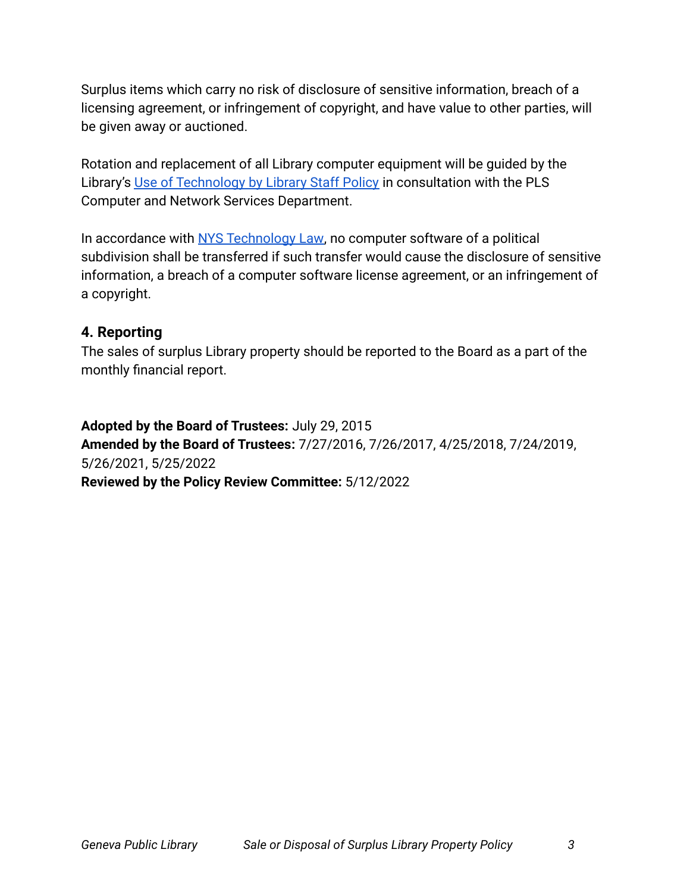Surplus items which carry no risk of disclosure of sensitive information, breach of a licensing agreement, or infringement of copyright, and have value to other parties, will be given away or auctioned.

Rotation and replacement of all Library computer equipment will be guided by the Library's [Use of Technology by Library Staff Policy] in consultation with the PLS Computer and Network Services Department.

In accordance with [NYS Technology Law], no computer software of a political subdivision shall be transferred if such transfer would cause the disclosure of sensitive information, a breach of a computer software license agreement, or an infringement of a copyright.

### 4. Reporting

The sales of surplus Library property should be reported to the Board as a part of the monthly financial report.

**Adopted by the Board of Trustees:** July 29, 2015
**Amended by the Board of Trustees:** 7/27/2016, 7/26/2017, 4/25/2018, 7/24/2019, 5/26/2021, 5/25/2022
**Reviewed by the Policy Review Committee:** 5/12/2022